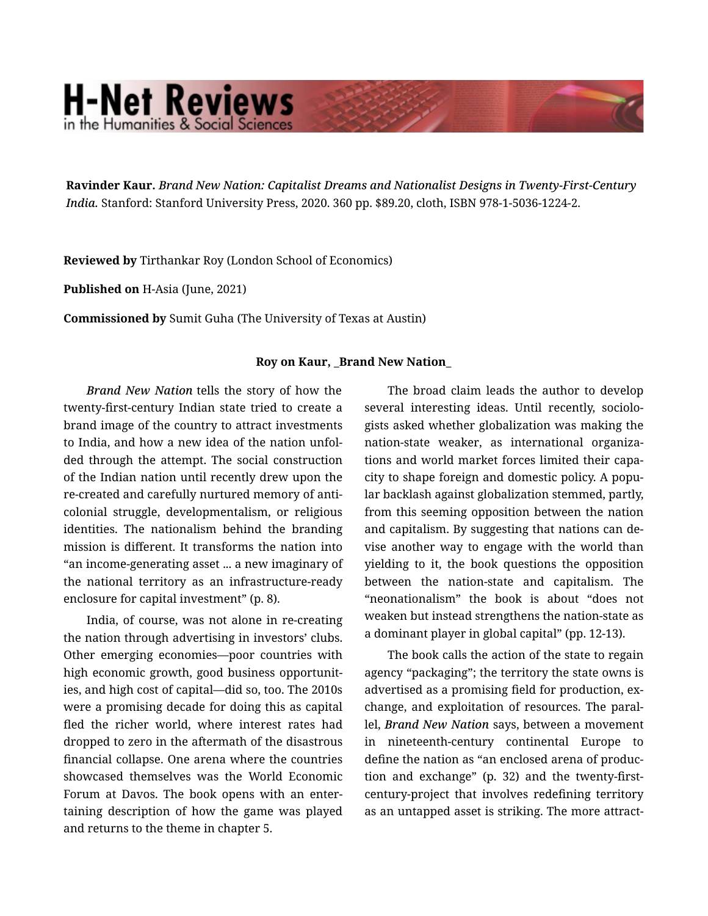**Ravinder Kaur.** *Brand New Nation: Capitalist Dreams and Nationalist Designs in Twenty-First-Century India.* Stanford: Stanford University Press, 2020. 360 pp. $89.20, cloth, ISBN 978-1-5036-1224-2.

**Reviewed by** Tirthankar Roy (London School of Economics)

**Published on** H-Asia (June, 2021)

**Commissioned by** Sumit Guha (The University of Texas at Austin)

**Roy on Kaur, _Brand New Nation_**

*Brand New Nation* tells the story of how the twenty-first-century Indian state tried to create a brand image of the country to attract investments to India, and how a new idea of the nation unfolded through the attempt. The social construction of the Indian nation until recently drew upon the re-created and carefully nurtured memory of anti-colonial struggle, developmentalism, or religious identities. The nationalism behind the branding mission is different. It transforms the nation into "an income-generating asset ... a new imaginary of the national territory as an infrastructure-ready enclosure for capital investment" (p. 8).

India, of course, was not alone in re-creating the nation through advertising in investors' clubs. Other emerging economies—poor countries with high economic growth, good business opportunities, and high cost of capital—did so, too. The 2010s were a promising decade for doing this as capital fled the richer world, where interest rates had dropped to zero in the aftermath of the disastrous financial collapse. One arena where the countries showcased themselves was the World Economic Forum at Davos. The book opens with an entertaining description of how the game was played and returns to the theme in chapter 5.

The broad claim leads the author to develop several interesting ideas. Until recently, sociologists asked whether globalization was making the nation-state weaker, as international organizations and world market forces limited their capacity to shape foreign and domestic policy. A popular backlash against globalization stemmed, partly, from this seeming opposition between the nation and capitalism. By suggesting that nations can devise another way to engage with the world than yielding to it, the book questions the opposition between the nation-state and capitalism. The "neonationalism" the book is about "does not weaken but instead strengthens the nation-state as a dominant player in global capital" (pp. 12-13).

The book calls the action of the state to regain agency "packaging"; the territory the state owns is advertised as a promising field for production, exchange, and exploitation of resources. The parallel, *Brand New Nation* says, between a movement in nineteenth-century continental Europe to define the nation as "an enclosed arena of production and exchange" (p. 32) and the twenty-first-century-project that involves redefining territory as an untapped asset is striking. The more attract-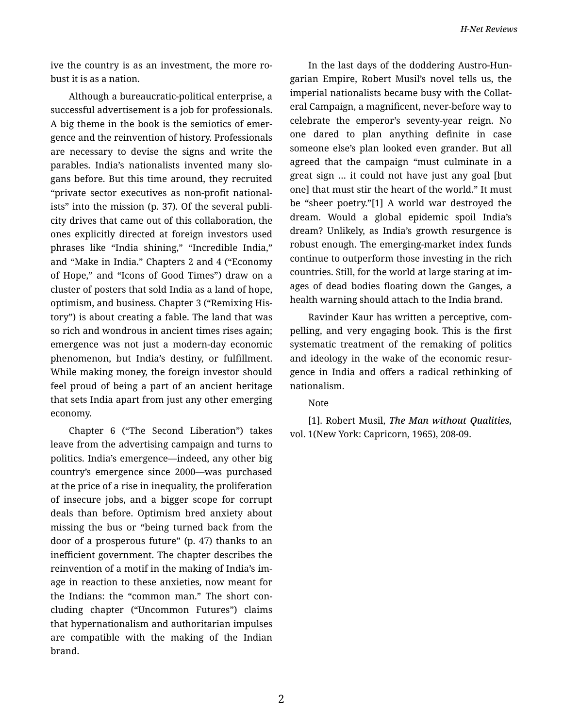ive the country is as an investment, the more robust it is as a nation.

Although a bureaucratic-political enterprise, a successful advertisement is a job for professionals. A big theme in the book is the semiotics of emergence and the reinvention of history. Professionals are necessary to devise the signs and write the parables. India's nationalists invented many slogans before. But this time around, they recruited "private sector executives as non-profit nationalists" into the mission (p. 37). Of the several publicity drives that came out of this collaboration, the ones explicitly directed at foreign investors used phrases like "India shining," "Incredible India," and "Make in India." Chapters 2 and 4 ("Economy of Hope," and "Icons of Good Times") draw on a cluster of posters that sold India as a land of hope, optimism, and business. Chapter 3 ("Remixing History") is about creating a fable. The land that was so rich and wondrous in ancient times rises again; emergence was not just a modern-day economic phenomenon, but India's destiny, or fulfillment. While making money, the foreign investor should feel proud of being a part of an ancient heritage that sets India apart from just any other emerging economy.

Chapter 6 ("The Second Liberation") takes leave from the advertising campaign and turns to politics. India's emergence—indeed, any other big country's emergence since 2000—was purchased at the price of a rise in inequality, the proliferation of insecure jobs, and a bigger scope for corrupt deals than before. Optimism bred anxiety about missing the bus or "being turned back from the door of a prosperous future" (p. 47) thanks to an inefficient government. The chapter describes the reinvention of a motif in the making of India's image in reaction to these anxieties, now meant for the Indians: the "common man." The short concluding chapter ("Uncommon Futures") claims that hypernationalism and authoritarian impulses are compatible with the making of the Indian brand.

In the last days of the doddering Austro-Hungarian Empire, Robert Musil's novel tells us, the imperial nationalists became busy with the Collateral Campaign, a magnificent, never-before way to celebrate the emperor's seventy-year reign. No one dared to plan anything definite in case someone else's plan looked even grander. But all agreed that the campaign "must culminate in a great sign ... it could not have just any goal [but one] that must stir the heart of the world." It must be "sheer poetry."[1] A world war destroyed the dream. Would a global epidemic spoil India's dream? Unlikely, as India's growth resurgence is robust enough. The emerging-market index funds continue to outperform those investing in the rich countries. Still, for the world at large staring at images of dead bodies floating down the Ganges, a health warning should attach to the India brand.

Ravinder Kaur has written a perceptive, compelling, and very engaging book. This is the first systematic treatment of the remaking of politics and ideology in the wake of the economic resurgence in India and offers a radical rethinking of nationalism.

Note

[1]. Robert Musil, *The Man without Qualities*, vol. 1(New York: Capricorn, 1965), 208-09.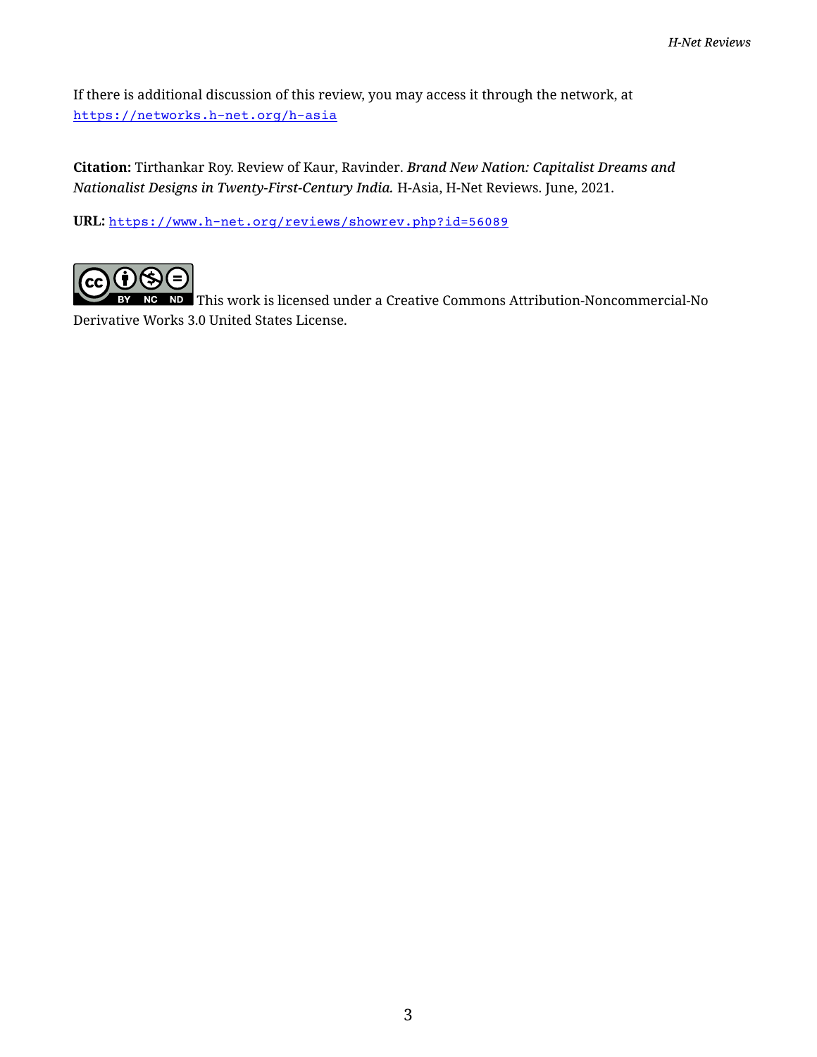If there is additional discussion of this review, you may access it through the network, at https://networks.h-net.org/h-asia

**Citation:** Tirthankar Roy. Review of Kaur, Ravinder. ***Brand New Nation: Capitalist Dreams and Nationalist Designs in Twenty-First-Century India.*** H-Asia, H-Net Reviews. June, 2021.

**URL:** https://www.h-net.org/reviews/showrev.php?id=56089

This work is licensed under a Creative Commons Attribution-Noncommercial-No Derivative Works 3.0 United States License.